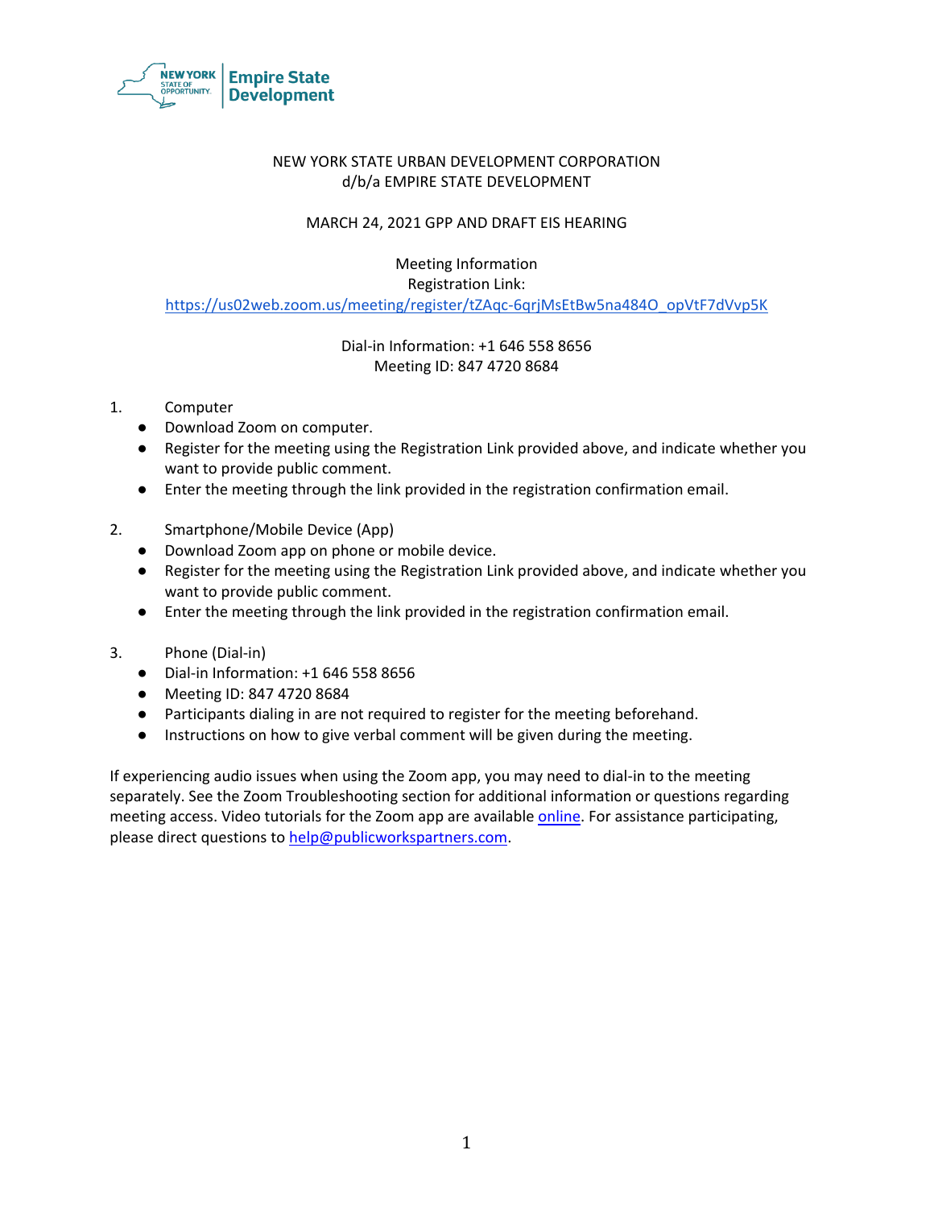NEW YORK STATE URBAN DEVELOPMENT CORPORATION
d/b/a EMPIRE STATE DEVELOPMENT

MARCH 24, 2021 GPP AND DRAFT EIS HEARING

Meeting Information
Registration Link:
https://us02web.zoom.us/meeting/register/tZAqc-6qrjMsEtBw5na484O_opVtF7dVvp5K

Dial-in Information: +1 646 558 8656
Meeting ID: 847 4720 8684

1. Computer
   - Download Zoom on computer.
   - Register for the meeting using the Registration Link provided above, and indicate whether you want to provide public comment.
   - Enter the meeting through the link provided in the registration confirmation email.

2. Smartphone/Mobile Device (App)
   - Download Zoom app on phone or mobile device.
   - Register for the meeting using the Registration Link provided above, and indicate whether you want to provide public comment.
   - Enter the meeting through the link provided in the registration confirmation email.

3. Phone (Dial-in)
   - Dial-in Information: +1 646 558 8656
   - Meeting ID: 847 4720 8684
   - Participants dialing in are not required to register for the meeting beforehand.
   - Instructions on how to give verbal comment will be given during the meeting.

If experiencing audio issues when using the Zoom app, you may need to dial-in to the meeting separately. See the Zoom Troubleshooting section for additional information or questions regarding meeting access. Video tutorials for the Zoom app are available online. For assistance participating, please direct questions to help@publicworkspartners.com.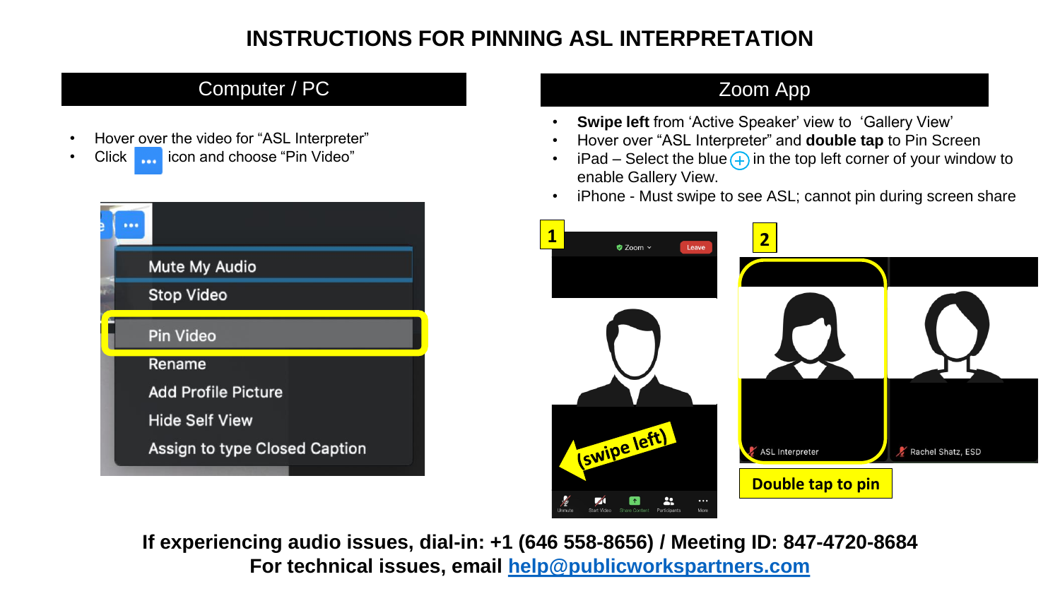# INSTRUCTIONS FOR PINNING ASL INTERPRETATION

## Computer / PC

- Hover over the video for "ASL Interpreter"
- Click ••• icon and choose "Pin Video"

## Zoom App

- **Swipe left** from 'Active Speaker' view to 'Gallery View'
- Hover over "ASL Interpreter" and **double tap** to Pin Screen
- iPad – Select the blue ⊕ in the top left corner of your window to enable Gallery View.
- iPhone - Must swipe to see ASL; cannot pin during screen share

**If experiencing audio issues, dial-in: +1 (646 558-8656) / Meeting ID: 847-4720-8684**

**For technical issues, email help@publicworkspartners.com**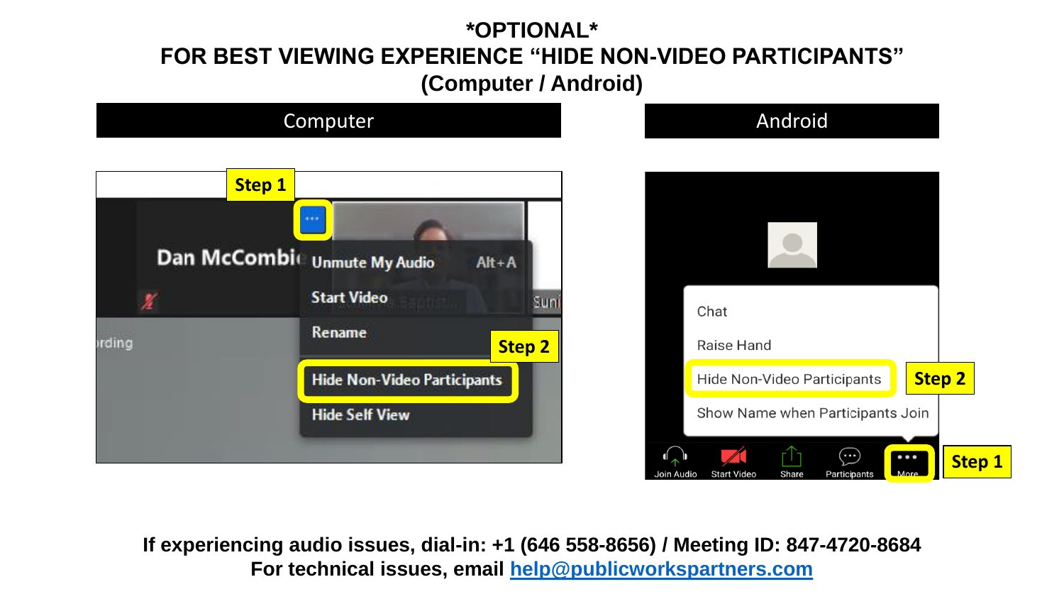# *OPTIONAL*

# FOR BEST VIEWING EXPERIENCE "HIDE NON-VIDEO PARTICIPANTS" (Computer / Android)

| Computer | Android |
| --- | --- |

**Computer**

Step 1

Dan McCombie

Unmute My Audio Alt+A

Start Video

Rename

Step 2

Hide Non-Video Participants

Hide Self View

**Android**

Chat

Raise Hand

Hide Non-Video Participants

Step 2

Show Name when Participants Join

Join Audio | Start Video | Share | Participants | More

Step 1

**If experiencing audio issues, dial-in: +1 (646 558-8656) / Meeting ID: 847-4720-8684**

**For technical issues, email help@publicworkspartners.com**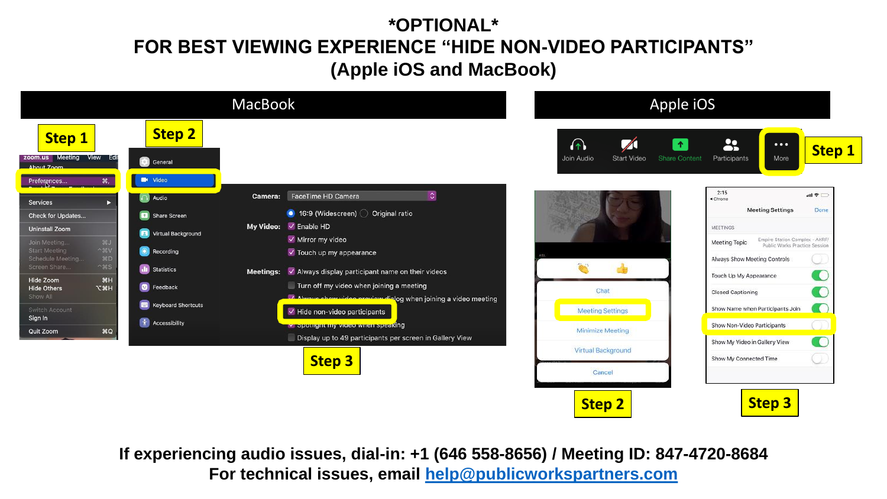# *OPTIONAL*

# FOR BEST VIEWING EXPERIENCE "HIDE NON-VIDEO PARTICIPANTS"

# (Apple iOS and MacBook)

## MacBook

**Step 1**

zoom.us Meeting View Edit
About Zoom
Preferences... ⌘,
Services
Check for Updates...
Uninstall Zoom
Join Meeting... ⌘J
Start Meeting ^⌘V
Schedule Meeting... ⌘D
Screen Share... ^⌘S
Hide Zoom ⌘H
Hide Others ⌥⌘H
Show All
Switch Account
Sign In
Quit Zoom ⌘Q

**Step 2**

General
Video
Audio
Share Screen
Virtual Background
Recording
Statistics
Feedback
Keyboard Shortcuts
Accessibility

**Step 3**

Camera: FaceTime HD Camera
16:9 (Widescreen) Original ratio
My Video: Enable HD
Mirror my video
Touch up my appearance
Meetings: Always display participant name on their videos
Turn off my video when joining a meeting
Always show video preview dialog when joining a video meeting
Hide non-video participants
Spotlight my video when speaking
Display up to 49 participants per screen in Gallery View

## Apple iOS

**Step 1**

Join Audio | Start Video | Share Content | Participants | More

**Step 2**

Chat
Meeting Settings
Minimize Meeting
Virtual Background
Cancel

**Step 3**

Meeting Settings Done
MEETINGS
Meeting Topic: Empire Station Complex - AKRF/ Public Works Practice Session
Always Show Meeting Controls
Touch Up My Appearance
Closed Captioning
Show Name when Participants Join
Show Non-Video Participants
Show My Video in Gallery View
Show My Connected Time

**If experiencing audio issues, dial-in: +1 (646 558-8656) / Meeting ID: 847-4720-8684**

**For technical issues, email help@publicworkspartners.com**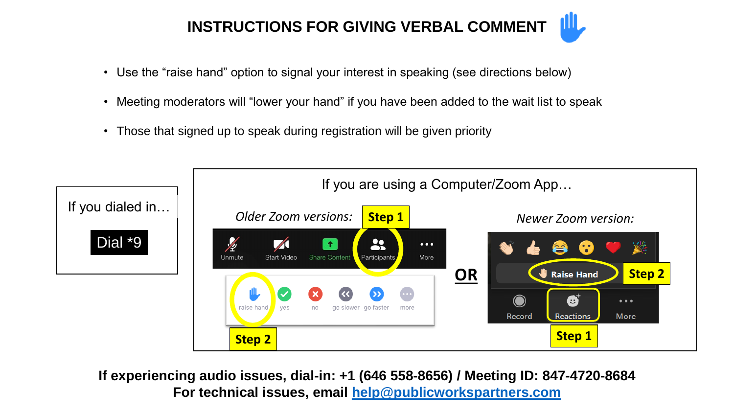# INSTRUCTIONS FOR GIVING VERBAL COMMENT

- Use the "raise hand" option to signal your interest in speaking (see directions below)
- Meeting moderators will "lower your hand" if you have been added to the wait list to speak
- Those that signed up to speak during registration will be given priority

If you dialed in…

Dial *9

If you are using a Computer/Zoom App…

*Older Zoom versions:* Step 1

Unmute Start Video Share Content Participants More

raise hand yes no go slower go faster more

Step 2

**OR**

*Newer Zoom version:*

Raise Hand Step 2

Record Reactions More

Step 1

**If experiencing audio issues, dial-in: +1 (646 558-8656) / Meeting ID: 847-4720-8684**
**For technical issues, email help@publicworkspartners.com**